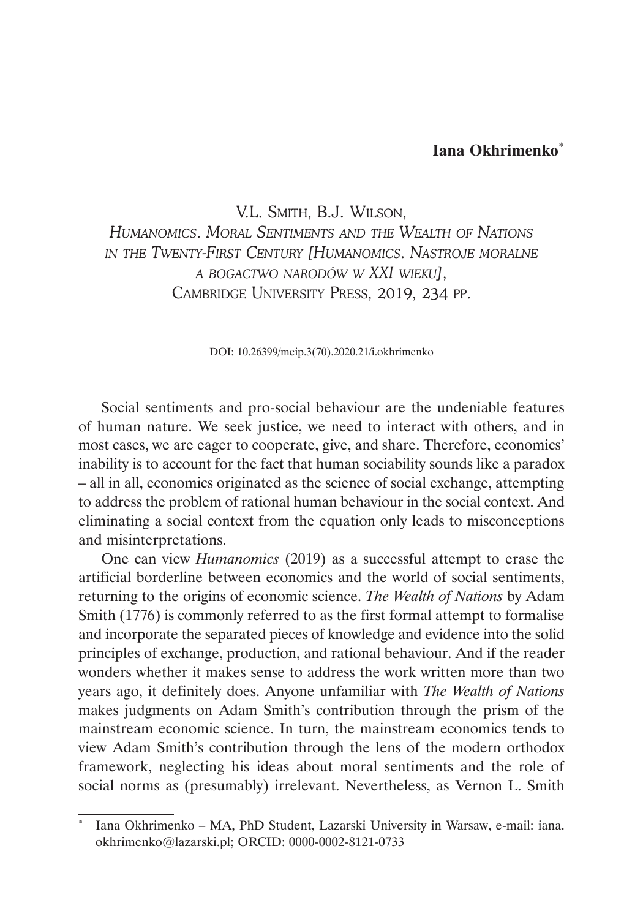**Iana Okhrimenko**[*]

V.L. Smith, B.J. Wilson,
*Humanomics. Moral Sentiments and the Wealth of Nations in the Twenty-First Century [Humanomics. Nastroje moralne a bogactwo narodów w XXI wieku]*,
Cambridge University Press, 2019, 234 pp.

DOI: 10.26399/meip.3(70).2020.21/i.okhrimenko

Social sentiments and pro-social behaviour are the undeniable features of human nature. We seek justice, we need to interact with others, and in most cases, we are eager to cooperate, give, and share. Therefore, economics' inability is to account for the fact that human sociability sounds like a paradox – all in all, economics originated as the science of social exchange, attempting to address the problem of rational human behaviour in the social context. And eliminating a social context from the equation only leads to misconceptions and misinterpretations.

One can view *Humanomics* (2019) as a successful attempt to erase the artificial borderline between economics and the world of social sentiments, returning to the origins of economic science. *The Wealth of Nations* by Adam Smith (1776) is commonly referred to as the first formal attempt to formalise and incorporate the separated pieces of knowledge and evidence into the solid principles of exchange, production, and rational behaviour. And if the reader wonders whether it makes sense to address the work written more than two years ago, it definitely does. Anyone unfamiliar with *The Wealth of Nations* makes judgments on Adam Smith's contribution through the prism of the mainstream economic science. In turn, the mainstream economics tends to view Adam Smith's contribution through the lens of the modern orthodox framework, neglecting his ideas about moral sentiments and the role of social norms as (presumably) irrelevant. Nevertheless, as Vernon L. Smith

[*] Iana Okhrimenko – MA, PhD Student, Lazarski University in Warsaw, e-mail: iana.okhrimenko@lazarski.pl; ORCID: 0000-0002-8121-0733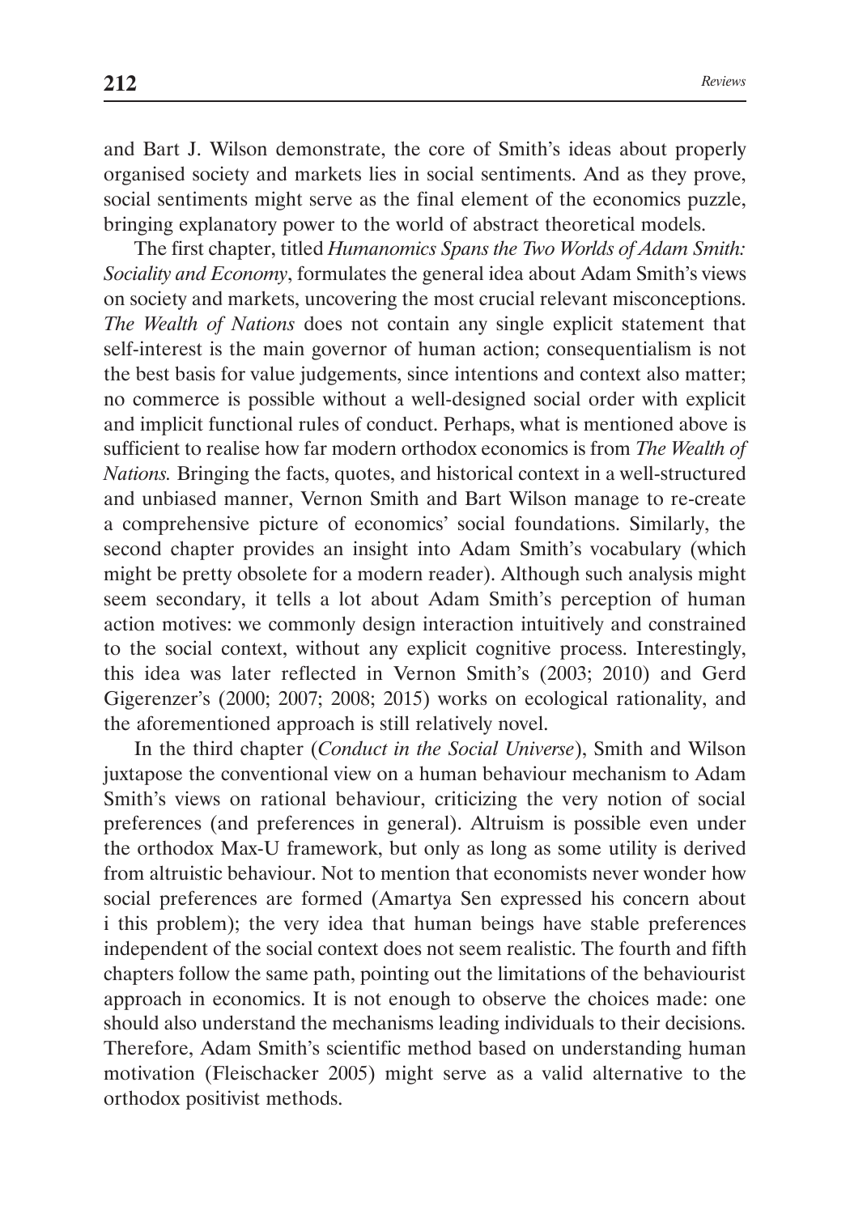and Bart J. Wilson demonstrate, the core of Smith's ideas about properly organised society and markets lies in social sentiments. And as they prove, social sentiments might serve as the final element of the economics puzzle, bringing explanatory power to the world of abstract theoretical models.

The first chapter, titled *Humanomics Spans the Two Worlds of Adam Smith: Sociality and Economy*, formulates the general idea about Adam Smith's views on society and markets, uncovering the most crucial relevant misconceptions. *The Wealth of Nations* does not contain any single explicit statement that self-interest is the main governor of human action; consequentialism is not the best basis for value judgements, since intentions and context also matter; no commerce is possible without a well-designed social order with explicit and implicit functional rules of conduct. Perhaps, what is mentioned above is sufficient to realise how far modern orthodox economics is from *The Wealth of Nations.* Bringing the facts, quotes, and historical context in a well-structured and unbiased manner, Vernon Smith and Bart Wilson manage to re-create a comprehensive picture of economics' social foundations. Similarly, the second chapter provides an insight into Adam Smith's vocabulary (which might be pretty obsolete for a modern reader). Although such analysis might seem secondary, it tells a lot about Adam Smith's perception of human action motives: we commonly design interaction intuitively and constrained to the social context, without any explicit cognitive process. Interestingly, this idea was later reflected in Vernon Smith's (2003; 2010) and Gerd Gigerenzer's (2000; 2007; 2008; 2015) works on ecological rationality, and the aforementioned approach is still relatively novel.

In the third chapter (*Conduct in the Social Universe*), Smith and Wilson juxtapose the conventional view on a human behaviour mechanism to Adam Smith's views on rational behaviour, criticizing the very notion of social preferences (and preferences in general). Altruism is possible even under the orthodox Max-U framework, but only as long as some utility is derived from altruistic behaviour. Not to mention that economists never wonder how social preferences are formed (Amartya Sen expressed his concern about i this problem); the very idea that human beings have stable preferences independent of the social context does not seem realistic. The fourth and fifth chapters follow the same path, pointing out the limitations of the behaviourist approach in economics. It is not enough to observe the choices made: one should also understand the mechanisms leading individuals to their decisions. Therefore, Adam Smith's scientific method based on understanding human motivation (Fleischacker 2005) might serve as a valid alternative to the orthodox positivist methods.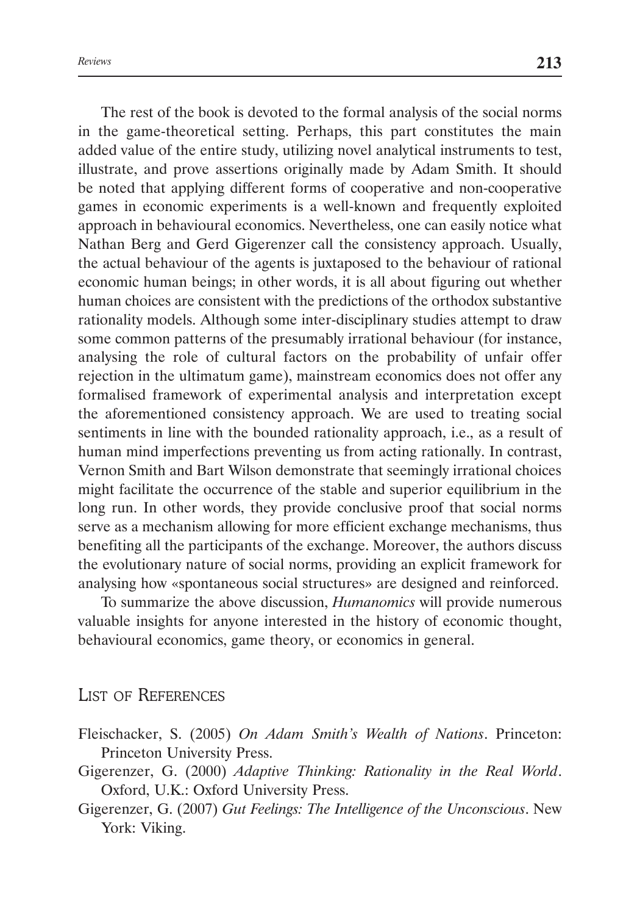The rest of the book is devoted to the formal analysis of the social norms in the game-theoretical setting. Perhaps, this part constitutes the main added value of the entire study, utilizing novel analytical instruments to test, illustrate, and prove assertions originally made by Adam Smith. It should be noted that applying different forms of cooperative and non-cooperative games in economic experiments is a well-known and frequently exploited approach in behavioural economics. Nevertheless, one can easily notice what Nathan Berg and Gerd Gigerenzer call the consistency approach. Usually, the actual behaviour of the agents is juxtaposed to the behaviour of rational economic human beings; in other words, it is all about figuring out whether human choices are consistent with the predictions of the orthodox substantive rationality models. Although some inter-disciplinary studies attempt to draw some common patterns of the presumably irrational behaviour (for instance, analysing the role of cultural factors on the probability of unfair offer rejection in the ultimatum game), mainstream economics does not offer any formalised framework of experimental analysis and interpretation except the aforementioned consistency approach. We are used to treating social sentiments in line with the bounded rationality approach, i.e., as a result of human mind imperfections preventing us from acting rationally. In contrast, Vernon Smith and Bart Wilson demonstrate that seemingly irrational choices might facilitate the occurrence of the stable and superior equilibrium in the long run. In other words, they provide conclusive proof that social norms serve as a mechanism allowing for more efficient exchange mechanisms, thus benefiting all the participants of the exchange. Moreover, the authors discuss the evolutionary nature of social norms, providing an explicit framework for analysing how «spontaneous social structures» are designed and reinforced.

To summarize the above discussion, *Humanomics* will provide numerous valuable insights for anyone interested in the history of economic thought, behavioural economics, game theory, or economics in general.

## List of References

Fleischacker, S. (2005) *On Adam Smith's Wealth of Nations*. Princeton: Princeton University Press.

Gigerenzer, G. (2000) *Adaptive Thinking: Rationality in the Real World*. Oxford, U.K.: Oxford University Press.

Gigerenzer, G. (2007) *Gut Feelings: The Intelligence of the Unconscious*. New York: Viking.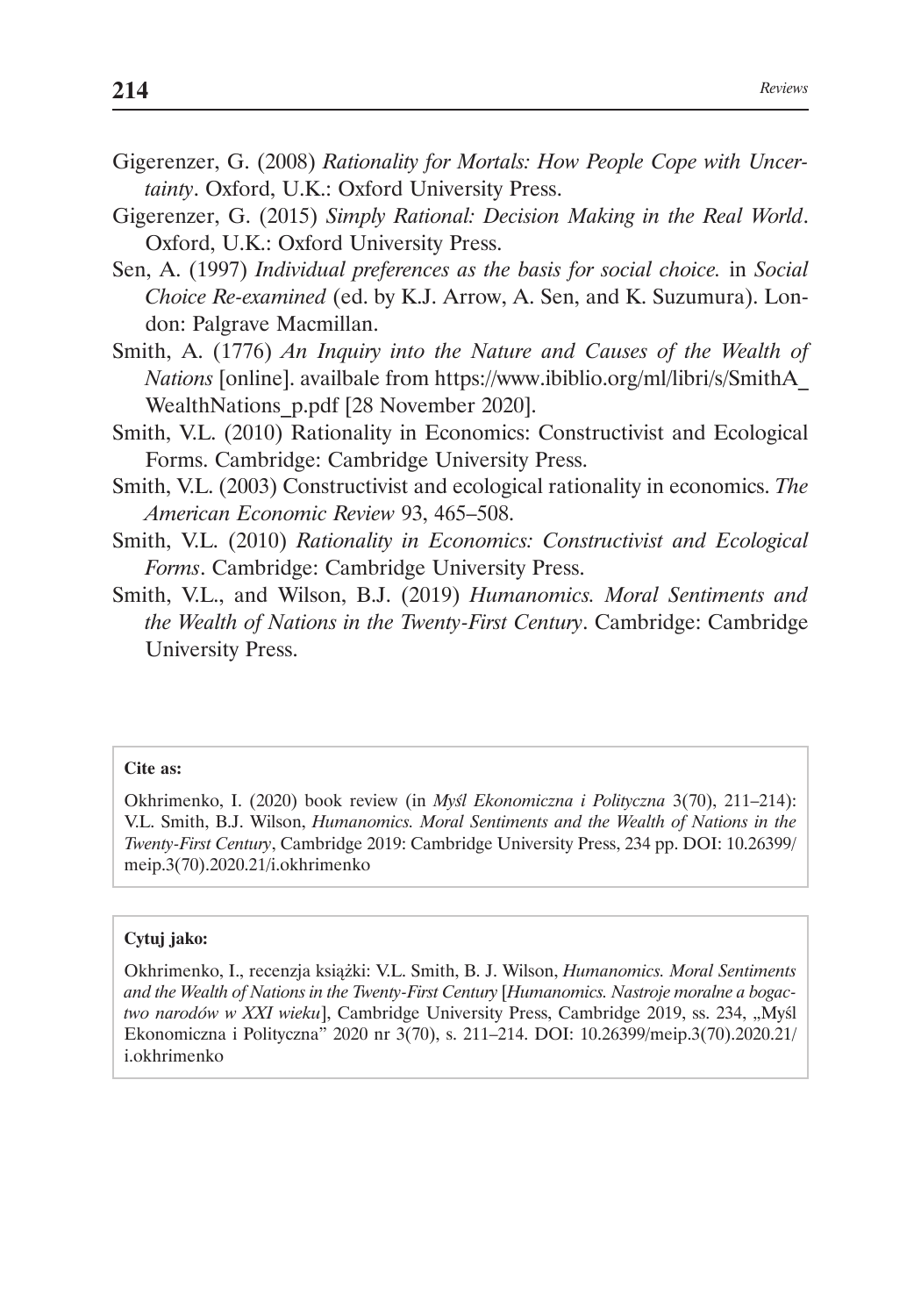Gigerenzer, G. (2008) *Rationality for Mortals: How People Cope with Uncertainty*. Oxford, U.K.: Oxford University Press.

Gigerenzer, G. (2015) *Simply Rational: Decision Making in the Real World*. Oxford, U.K.: Oxford University Press.

Sen, A. (1997) *Individual preferences as the basis for social choice.* in *Social Choice Re-examined* (ed. by K.J. Arrow, A. Sen, and K. Suzumura). London: Palgrave Macmillan.

Smith, A. (1776) *An Inquiry into the Nature and Causes of the Wealth of Nations* [online]. availbale from https://www.ibiblio.org/ml/libri/s/SmithA_WealthNations_p.pdf [28 November 2020].

Smith, V.L. (2010) Rationality in Economics: Constructivist and Ecological Forms. Cambridge: Cambridge University Press.

Smith, V.L. (2003) Constructivist and ecological rationality in economics. *The American Economic Review* 93, 465–508.

Smith, V.L. (2010) *Rationality in Economics: Constructivist and Ecological Forms*. Cambridge: Cambridge University Press.

Smith, V.L., and Wilson, B.J. (2019) *Humanomics. Moral Sentiments and the Wealth of Nations in the Twenty-First Century*. Cambridge: Cambridge University Press.

**Cite as:**

Okhrimenko, I. (2020) book review (in *Myśl Ekonomiczna i Polityczna* 3(70), 211–214): V.L. Smith, B.J. Wilson, *Humanomics. Moral Sentiments and the Wealth of Nations in the Twenty-First Century*, Cambridge 2019: Cambridge University Press, 234 pp. DOI: 10.26399/meip.3(70).2020.21/i.okhrimenko

**Cytuj jako:**

Okhrimenko, I., recenzja książki: V.L. Smith, B. J. Wilson, *Humanomics. Moral Sentiments and the Wealth of Nations in the Twenty-First Century* [*Humanomics. Nastroje moralne a bogactwo narodów w XXI wieku*], Cambridge University Press, Cambridge 2019, ss. 234, „Myśl Ekonomiczna i Polityczna" 2020 nr 3(70), s. 211–214. DOI: 10.26399/meip.3(70).2020.21/i.okhrimenko